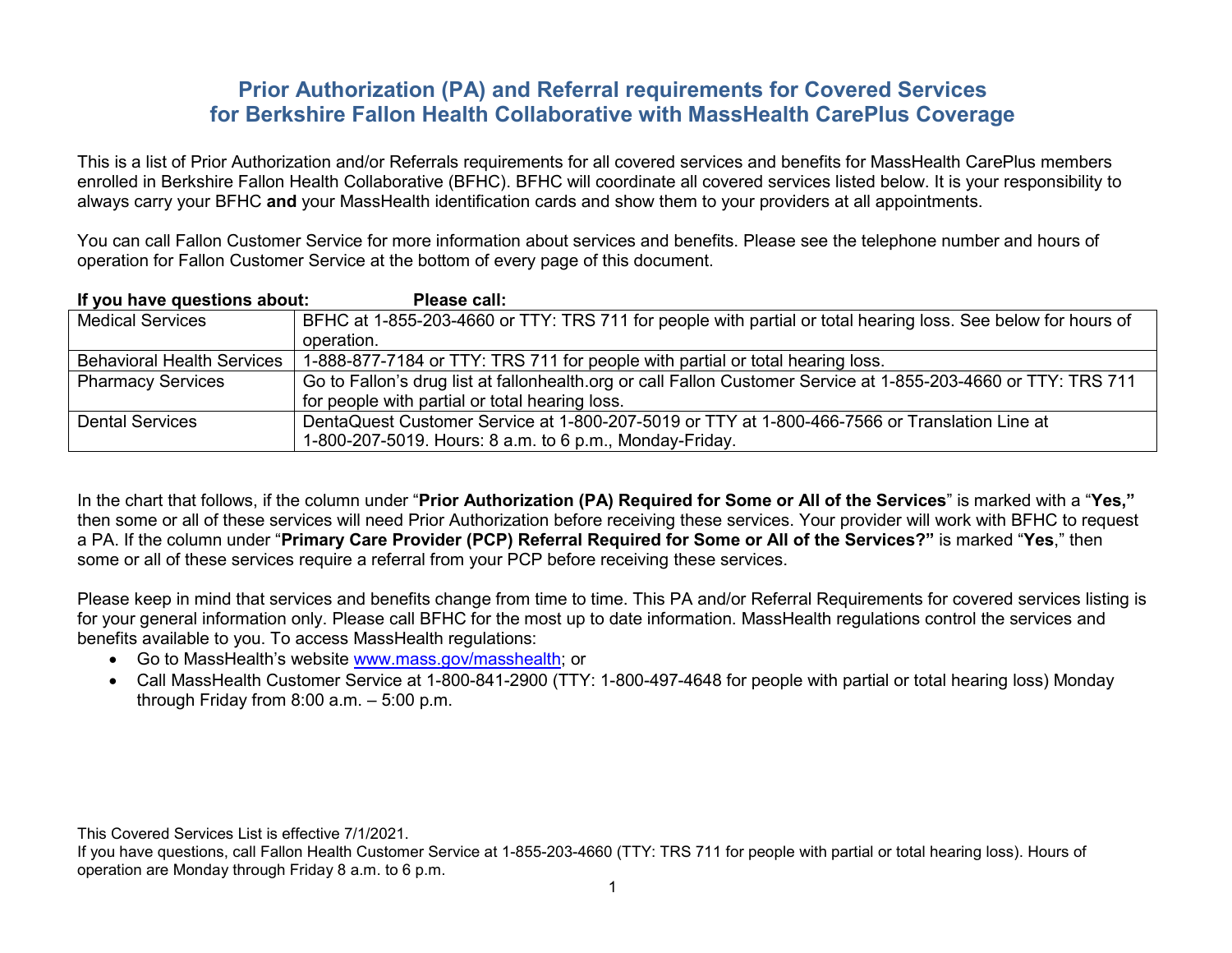# Prior Authorization (PA) and Referral requirements for Covered Services for Berkshire Fallon Health Collaborative with MassHealth CarePlus Coverage

This is a list of Prior Authorization and/or Referrals requirements for all covered services and benefits for MassHealth CarePlus members enrolled in Berkshire Fallon Health Collaborative (BFHC). BFHC will coordinate all covered services listed below. It is your responsibility to always carry your BFHC **and** your MassHealth identification cards and show them to your providers at all appointments.

You can call Fallon Customer Service for more information about services and benefits. Please see the telephone number and hours of operation for Fallon Customer Service at the bottom of every page of this document.

| If you have questions about: | Please call: |
|---|---|
| Medical Services | BFHC at 1-855-203-4660 or TTY: TRS 711 for people with partial or total hearing loss. See below for hours of operation. |
| Behavioral Health Services | 1-888-877-7184 or TTY: TRS 711 for people with partial or total hearing loss. |
| Pharmacy Services | Go to Fallon's drug list at fallonhealth.org or call Fallon Customer Service at 1-855-203-4660 or TTY: TRS 711 for people with partial or total hearing loss. |
| Dental Services | DentaQuest Customer Service at 1-800-207-5019 or TTY at 1-800-466-7566 or Translation Line at 1-800-207-5019. Hours: 8 a.m. to 6 p.m., Monday-Friday. |

In the chart that follows, if the column under "**Prior Authorization (PA) Required for Some or All of the Services**" is marked with a "**Yes,"** then some or all of these services will need Prior Authorization before receiving these services. Your provider will work with BFHC to request a PA. If the column under "**Primary Care Provider (PCP) Referral Required for Some or All of the Services?"** is marked "**Yes**," then some or all of these services require a referral from your PCP before receiving these services.

Please keep in mind that services and benefits change from time to time. This PA and/or Referral Requirements for covered services listing is for your general information only. Please call BFHC for the most up to date information. MassHealth regulations control the services and benefits available to you. To access MassHealth regulations:

- Go to MassHealth's website [www.mass.gov/masshealth](www.mass.gov/masshealth); or
- Call MassHealth Customer Service at 1-800-841-2900 (TTY: 1-800-497-4648 for people with partial or total hearing loss) Monday through Friday from 8:00 a.m. – 5:00 p.m.

This Covered Services List is effective 7/1/2021.

If you have questions, call Fallon Health Customer Service at 1-855-203-4660 (TTY: TRS 711 for people with partial or total hearing loss). Hours of operation are Monday through Friday 8 a.m. to 6 p.m.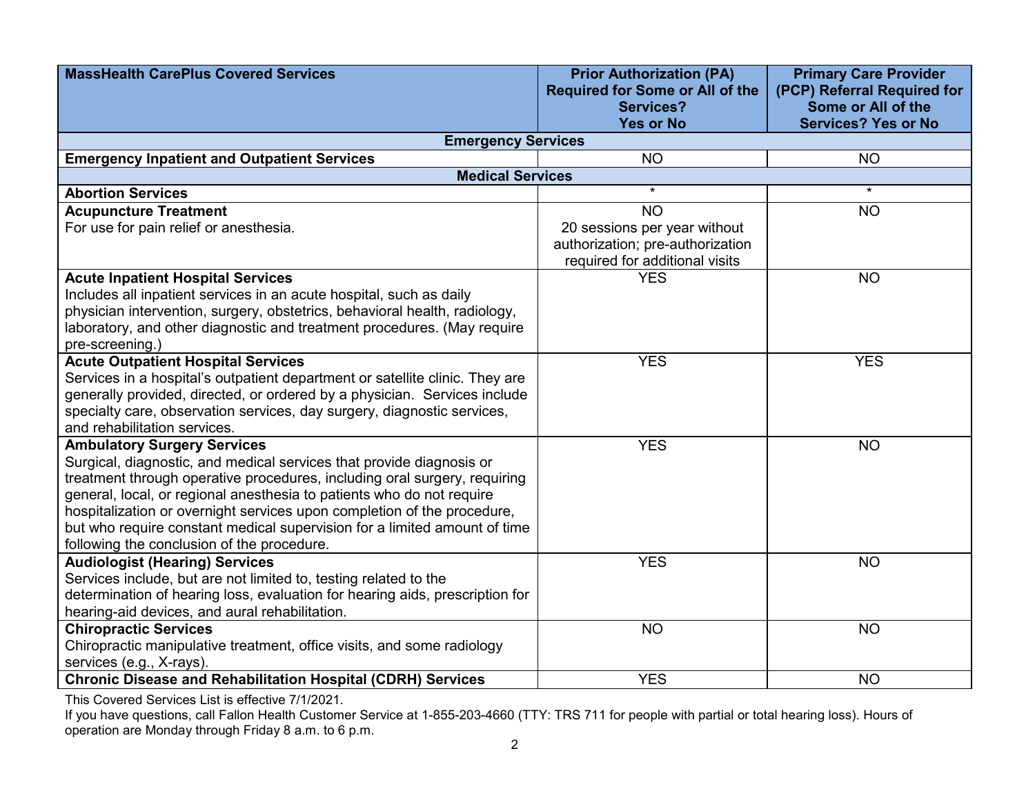| MassHealth CarePlus Covered Services | Prior Authorization (PA) Required for Some or All of the Services? Yes or No | Primary Care Provider (PCP) Referral Required for Some or All of the Services? Yes or No |
|---|---|---|
| **Emergency Services** | | |
| **Emergency Inpatient and Outpatient Services** | NO | NO |
| **Medical Services** | | |
| **Abortion Services** | * | * |
| **Acupuncture Treatment**<br>For use for pain relief or anesthesia. | NO<br>20 sessions per year without authorization; pre-authorization required for additional visits | NO |
| **Acute Inpatient Hospital Services**<br>Includes all inpatient services in an acute hospital, such as daily physician intervention, surgery, obstetrics, behavioral health, radiology, laboratory, and other diagnostic and treatment procedures. (May require pre-screening.) | YES | NO |
| **Acute Outpatient Hospital Services**<br>Services in a hospital's outpatient department or satellite clinic. They are generally provided, directed, or ordered by a physician. Services include specialty care, observation services, day surgery, diagnostic services, and rehabilitation services. | YES | YES |
| **Ambulatory Surgery Services**<br>Surgical, diagnostic, and medical services that provide diagnosis or treatment through operative procedures, including oral surgery, requiring general, local, or regional anesthesia to patients who do not require hospitalization or overnight services upon completion of the procedure, but who require constant medical supervision for a limited amount of time following the conclusion of the procedure. | YES | NO |
| **Audiologist (Hearing) Services**<br>Services include, but are not limited to, testing related to the determination of hearing loss, evaluation for hearing aids, prescription for hearing-aid devices, and aural rehabilitation. | YES | NO |
| **Chiropractic Services**<br>Chiropractic manipulative treatment, office visits, and some radiology services (e.g., X-rays). | NO | NO |
| **Chronic Disease and Rehabilitation Hospital (CDRH) Services** | YES | NO |

This Covered Services List is effective 7/1/2021.

If you have questions, call Fallon Health Customer Service at 1-855-203-4660 (TTY: TRS 711 for people with partial or total hearing loss). Hours of operation are Monday through Friday 8 a.m. to 6 p.m.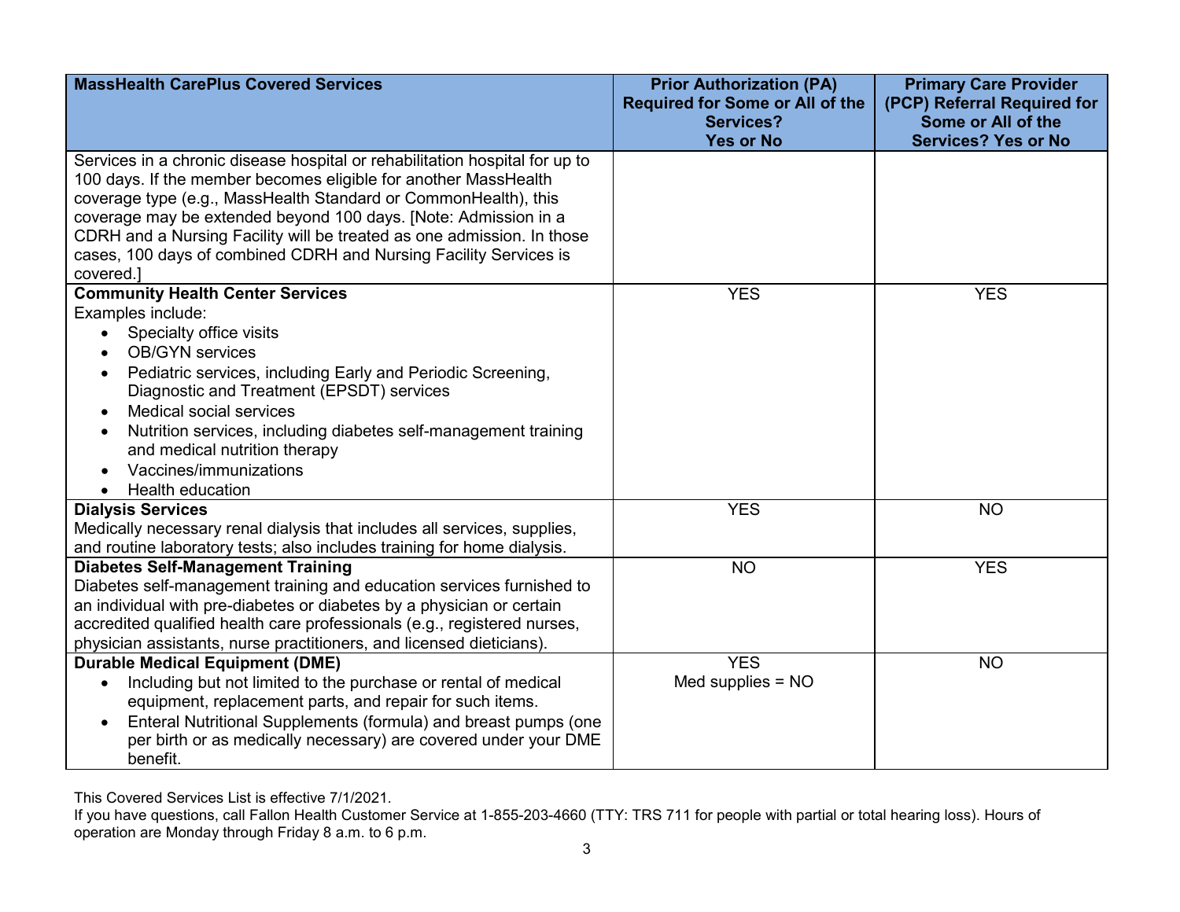| MassHealth CarePlus Covered Services | Prior Authorization (PA) Required for Some or All of the Services? Yes or No | Primary Care Provider (PCP) Referral Required for Some or All of the Services? Yes or No |
|---|---|---|
| Services in a chronic disease hospital or rehabilitation hospital for up to 100 days. If the member becomes eligible for another MassHealth coverage type (e.g., MassHealth Standard or CommonHealth), this coverage may be extended beyond 100 days. [Note: Admission in a CDRH and a Nursing Facility will be treated as one admission. In those cases, 100 days of combined CDRH and Nursing Facility Services is covered.] | | |
| **Community Health Center Services**<br>Examples include:<br>• Specialty office visits<br>• OB/GYN services<br>• Pediatric services, including Early and Periodic Screening, Diagnostic and Treatment (EPSDT) services<br>• Medical social services<br>• Nutrition services, including diabetes self-management training and medical nutrition therapy<br>• Vaccines/immunizations<br>• Health education | YES | YES |
| **Dialysis Services**<br>Medically necessary renal dialysis that includes all services, supplies, and routine laboratory tests; also includes training for home dialysis. | YES | NO |
| **Diabetes Self-Management Training**<br>Diabetes self-management training and education services furnished to an individual with pre-diabetes or diabetes by a physician or certain accredited qualified health care professionals (e.g., registered nurses, physician assistants, nurse practitioners, and licensed dieticians). | NO | YES |
| **Durable Medical Equipment (DME)**<br>• Including but not limited to the purchase or rental of medical equipment, replacement parts, and repair for such items.<br>• Enteral Nutritional Supplements (formula) and breast pumps (one per birth or as medically necessary) are covered under your DME benefit. | YES<br>Med supplies = NO | NO |

This Covered Services List is effective 7/1/2021.
If you have questions, call Fallon Health Customer Service at 1-855-203-4660 (TTY: TRS 711 for people with partial or total hearing loss). Hours of operation are Monday through Friday 8 a.m. to 6 p.m.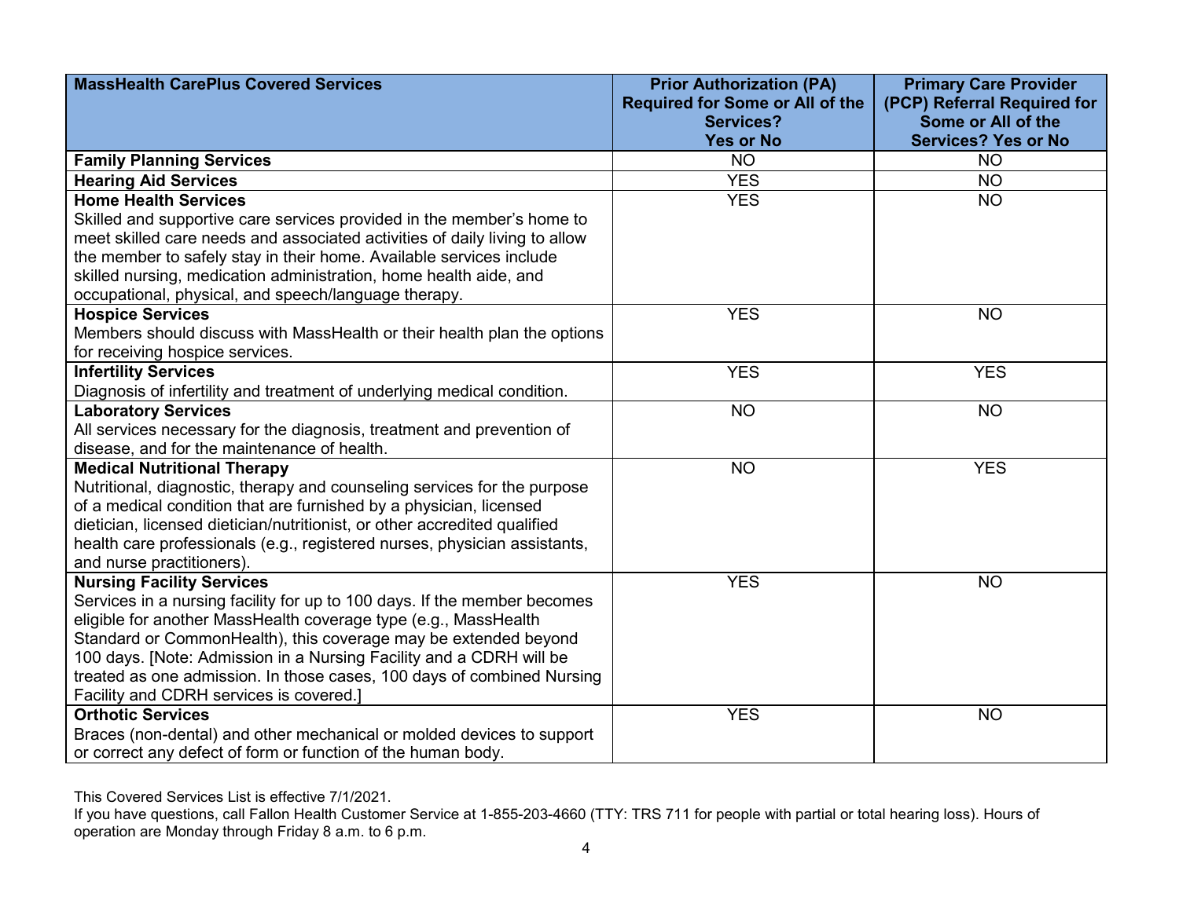| MassHealth CarePlus Covered Services | Prior Authorization (PA) Required for Some or All of the Services? Yes or No | Primary Care Provider (PCP) Referral Required for Some or All of the Services? Yes or No |
|---|---|---|
| **Family Planning Services** | NO | NO |
| **Hearing Aid Services** | YES | NO |
| **Home Health Services**<br>Skilled and supportive care services provided in the member's home to meet skilled care needs and associated activities of daily living to allow the member to safely stay in their home. Available services include skilled nursing, medication administration, home health aide, and occupational, physical, and speech/language therapy. | YES | NO |
| **Hospice Services**<br>Members should discuss with MassHealth or their health plan the options for receiving hospice services. | YES | NO |
| **Infertility Services**<br>Diagnosis of infertility and treatment of underlying medical condition. | YES | YES |
| **Laboratory Services**<br>All services necessary for the diagnosis, treatment and prevention of disease, and for the maintenance of health. | NO | NO |
| **Medical Nutritional Therapy**<br>Nutritional, diagnostic, therapy and counseling services for the purpose of a medical condition that are furnished by a physician, licensed dietician, licensed dietician/nutritionist, or other accredited qualified health care professionals (e.g., registered nurses, physician assistants, and nurse practitioners). | NO | YES |
| **Nursing Facility Services**<br>Services in a nursing facility for up to 100 days. If the member becomes eligible for another MassHealth coverage type (e.g., MassHealth Standard or CommonHealth), this coverage may be extended beyond 100 days. [Note: Admission in a Nursing Facility and a CDRH will be treated as one admission. In those cases, 100 days of combined Nursing Facility and CDRH services is covered.] | YES | NO |
| **Orthotic Services**<br>Braces (non-dental) and other mechanical or molded devices to support or correct any defect of form or function of the human body. | YES | NO |

This Covered Services List is effective 7/1/2021.
If you have questions, call Fallon Health Customer Service at 1-855-203-4660 (TTY: TRS 711 for people with partial or total hearing loss). Hours of operation are Monday through Friday 8 a.m. to 6 p.m.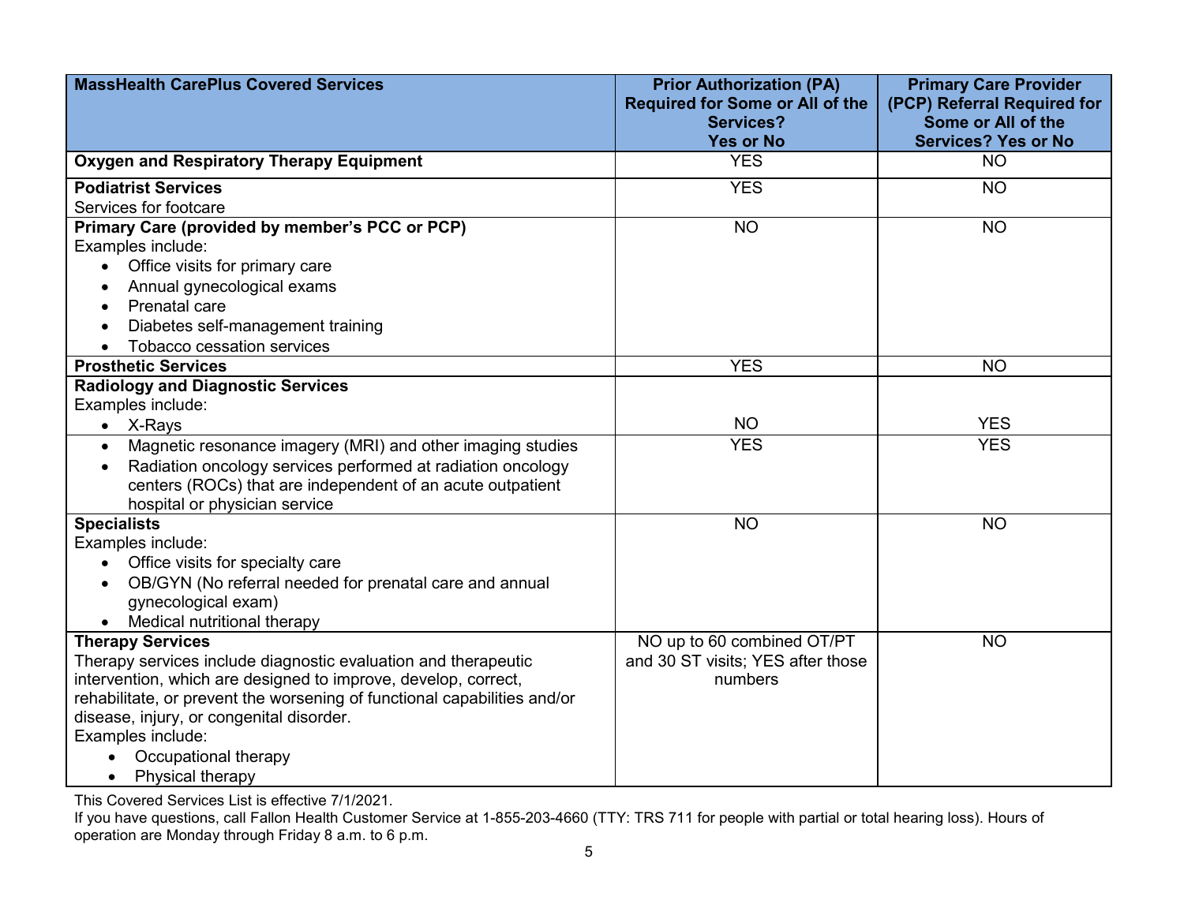| MassHealth CarePlus Covered Services | Prior Authorization (PA) Required for Some or All of the Services? Yes or No | Primary Care Provider (PCP) Referral Required for Some or All of the Services? Yes or No |
|---|---|---|
| **Oxygen and Respiratory Therapy Equipment** | YES | NO |
| **Podiatrist Services**<br>Services for footcare | YES | NO |
| **Primary Care (provided by member's PCC or PCP)**<br>Examples include:<br>• Office visits for primary care<br>• Annual gynecological exams<br>• Prenatal care<br>• Diabetes self-management training<br>• Tobacco cessation services | NO | NO |
| **Prosthetic Services** | YES | NO |
| **Radiology and Diagnostic Services**<br>Examples include:<br>• X-Rays | NO | YES |
| • Magnetic resonance imagery (MRI) and other imaging studies<br>• Radiation oncology services performed at radiation oncology centers (ROCs) that are independent of an acute outpatient hospital or physician service | YES | YES |
| **Specialists**<br>Examples include:<br>• Office visits for specialty care<br>• OB/GYN (No referral needed for prenatal care and annual gynecological exam)<br>• Medical nutritional therapy | NO | NO |
| **Therapy Services**<br>Therapy services include diagnostic evaluation and therapeutic intervention, which are designed to improve, develop, correct, rehabilitate, or prevent the worsening of functional capabilities and/or disease, injury, or congenital disorder.<br>Examples include:<br>• Occupational therapy<br>• Physical therapy | NO up to 60 combined OT/PT and 30 ST visits; YES after those numbers | NO |

This Covered Services List is effective 7/1/2021.

If you have questions, call Fallon Health Customer Service at 1-855-203-4660 (TTY: TRS 711 for people with partial or total hearing loss). Hours of operation are Monday through Friday 8 a.m. to 6 p.m.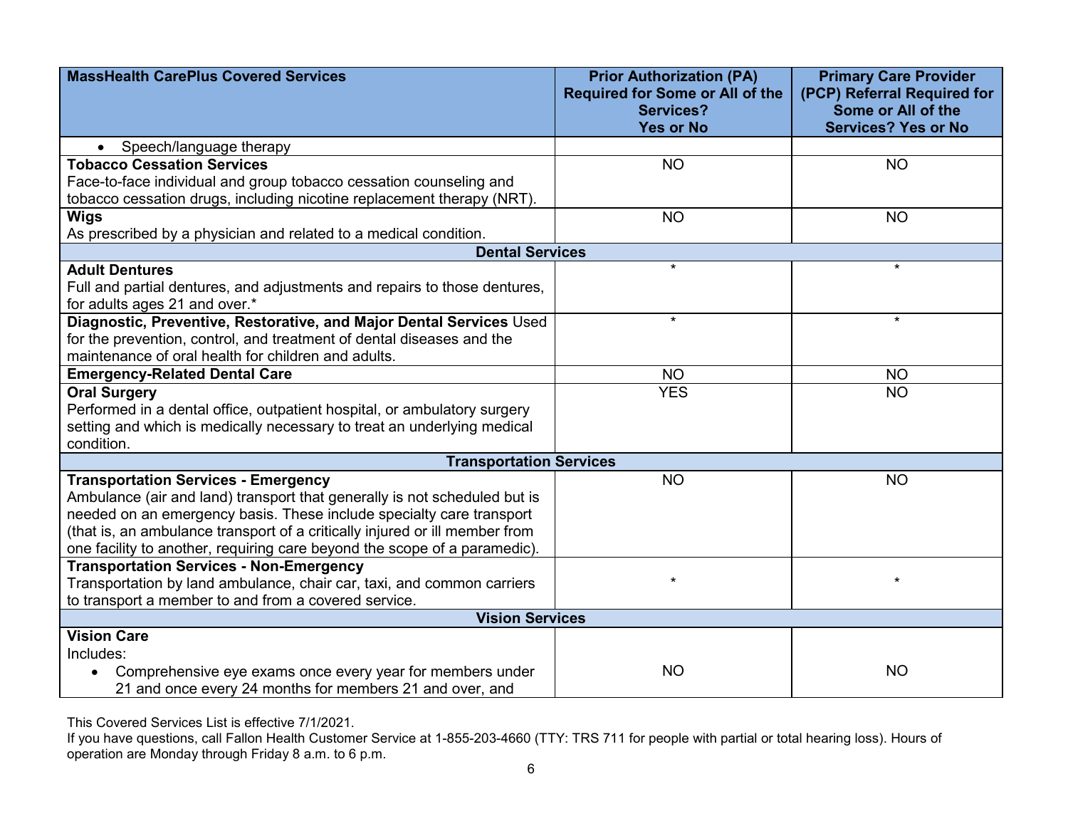| MassHealth CarePlus Covered Services | Prior Authorization (PA) Required for Some or All of the Services? Yes or No | Primary Care Provider (PCP) Referral Required for Some or All of the Services? Yes or No |
|---|---|---|
| • Speech/language therapy | | |
| **Tobacco Cessation Services**<br>Face-to-face individual and group tobacco cessation counseling and tobacco cessation drugs, including nicotine replacement therapy (NRT). | NO | NO |
| **Wigs**<br>As prescribed by a physician and related to a medical condition. | NO | NO |
| **Dental Services** | | |
| **Adult Dentures**<br>Full and partial dentures, and adjustments and repairs to those dentures, for adults ages 21 and over.* | * | * |
| **Diagnostic, Preventive, Restorative, and Major Dental Services** Used for the prevention, control, and treatment of dental diseases and the maintenance of oral health for children and adults. | * | * |
| **Emergency-Related Dental Care** | NO | NO |
| **Oral Surgery**<br>Performed in a dental office, outpatient hospital, or ambulatory surgery setting and which is medically necessary to treat an underlying medical condition. | YES | NO |
| **Transportation Services** | | |
| **Transportation Services - Emergency**<br>Ambulance (air and land) transport that generally is not scheduled but is needed on an emergency basis. These include specialty care transport (that is, an ambulance transport of a critically injured or ill member from one facility to another, requiring care beyond the scope of a paramedic). | NO | NO |
| **Transportation Services - Non-Emergency**<br>Transportation by land ambulance, chair car, taxi, and common carriers to transport a member to and from a covered service. | * | * |
| **Vision Services** | | |
| **Vision Care**<br>Includes:<br>• Comprehensive eye exams once every year for members under 21 and once every 24 months for members 21 and over, and | NO | NO |

This Covered Services List is effective 7/1/2021.
If you have questions, call Fallon Health Customer Service at 1-855-203-4660 (TTY: TRS 711 for people with partial or total hearing loss). Hours of operation are Monday through Friday 8 a.m. to 6 p.m.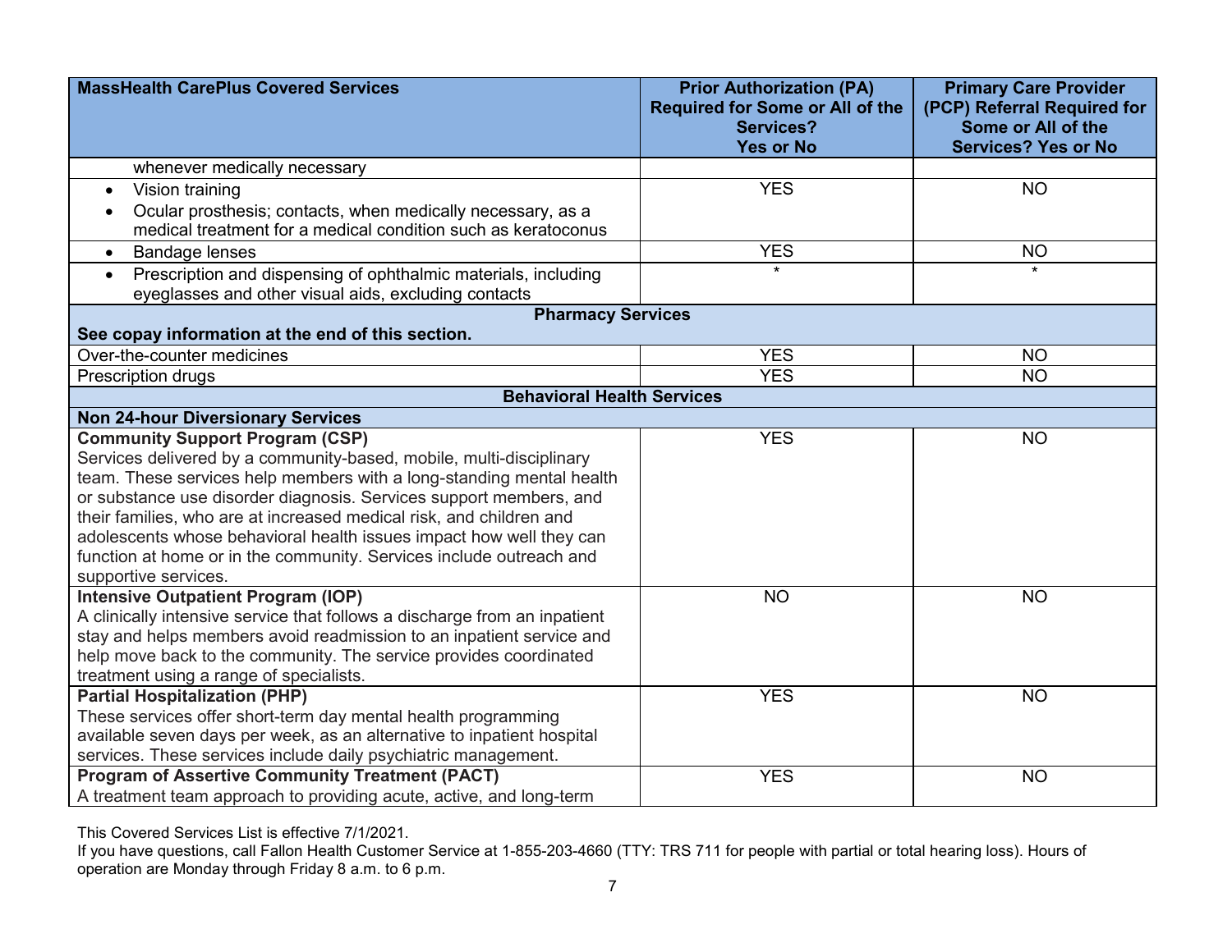| MassHealth CarePlus Covered Services | Prior Authorization (PA) Required for Some or All of the Services? Yes or No | Primary Care Provider (PCP) Referral Required for Some or All of the Services? Yes or No |
|---|---|---|
| whenever medically necessary | | |
| • Vision training<br>• Ocular prosthesis; contacts, when medically necessary, as a medical treatment for a medical condition such as keratoconus | YES | NO |
| • Bandage lenses | YES | NO |
| • Prescription and dispensing of ophthalmic materials, including eyeglasses and other visual aids, excluding contacts | * | * |
| **Pharmacy Services**<br>**See copay information at the end of this section.** | | |
| Over-the-counter medicines | YES | NO |
| Prescription drugs | YES | NO |
| **Behavioral Health Services** | | |
| **Non 24-hour Diversionary Services** | | |
| **Community Support Program (CSP)**<br>Services delivered by a community-based, mobile, multi-disciplinary team. These services help members with a long-standing mental health or substance use disorder diagnosis. Services support members, and their families, who are at increased medical risk, and children and adolescents whose behavioral health issues impact how well they can function at home or in the community. Services include outreach and supportive services. | YES | NO |
| **Intensive Outpatient Program (IOP)**<br>A clinically intensive service that follows a discharge from an inpatient stay and helps members avoid readmission to an inpatient service and help move back to the community. The service provides coordinated treatment using a range of specialists. | NO | NO |
| **Partial Hospitalization (PHP)**<br>These services offer short-term day mental health programming available seven days per week, as an alternative to inpatient hospital services. These services include daily psychiatric management. | YES | NO |
| **Program of Assertive Community Treatment (PACT)**<br>A treatment team approach to providing acute, active, and long-term | YES | NO |

This Covered Services List is effective 7/1/2021.
If you have questions, call Fallon Health Customer Service at 1-855-203-4660 (TTY: TRS 711 for people with partial or total hearing loss). Hours of operation are Monday through Friday 8 a.m. to 6 p.m.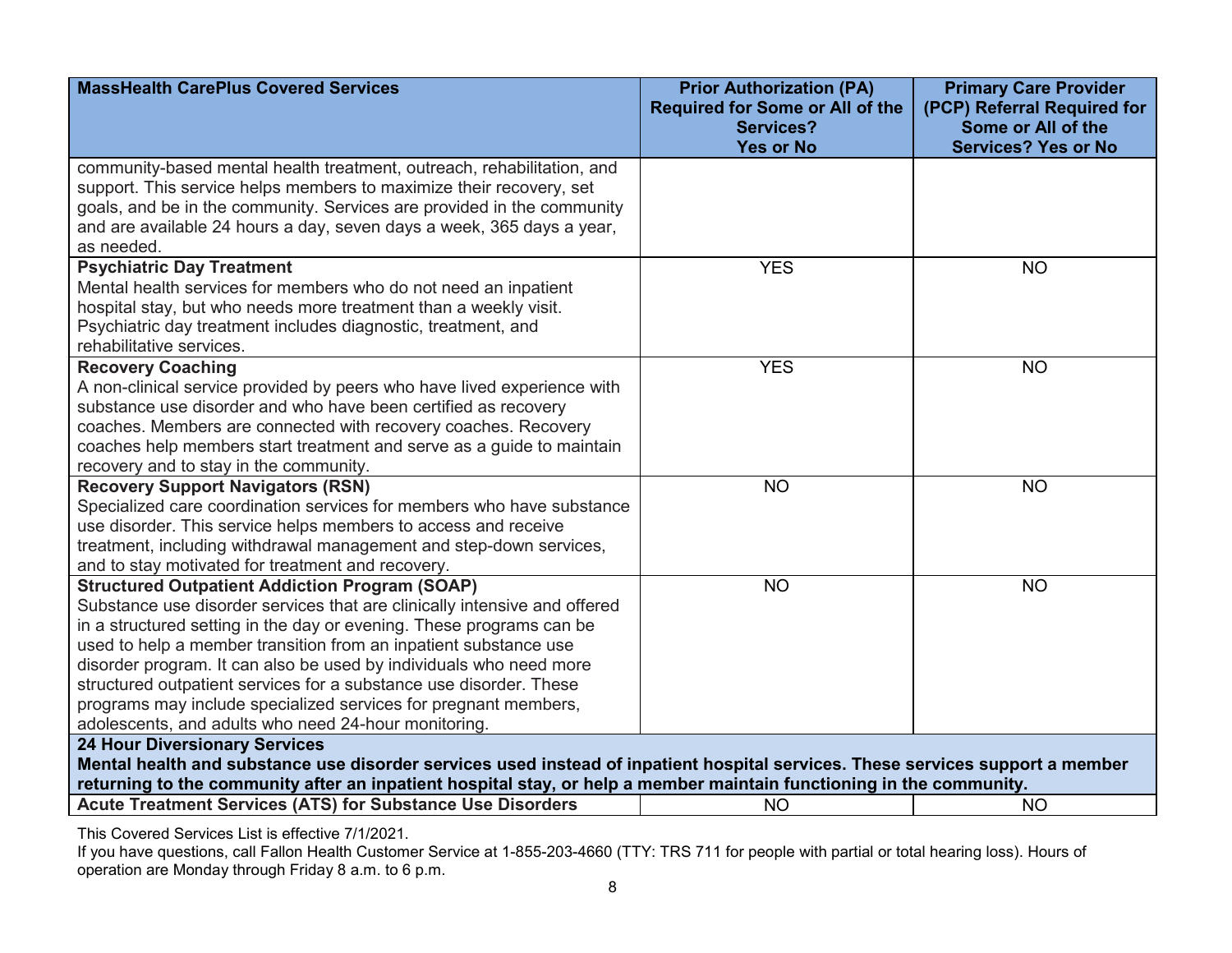| MassHealth CarePlus Covered Services | Prior Authorization (PA) Required for Some or All of the Services? Yes or No | Primary Care Provider (PCP) Referral Required for Some or All of the Services? Yes or No |
|---|---|---|
| community-based mental health treatment, outreach, rehabilitation, and support. This service helps members to maximize their recovery, set goals, and be in the community. Services are provided in the community and are available 24 hours a day, seven days a week, 365 days a year, as needed. | | |
| **Psychiatric Day Treatment**<br>Mental health services for members who do not need an inpatient hospital stay, but who needs more treatment than a weekly visit. Psychiatric day treatment includes diagnostic, treatment, and rehabilitative services. | YES | NO |
| **Recovery Coaching**<br>A non-clinical service provided by peers who have lived experience with substance use disorder and who have been certified as recovery coaches. Members are connected with recovery coaches. Recovery coaches help members start treatment and serve as a guide to maintain recovery and to stay in the community. | YES | NO |
| **Recovery Support Navigators (RSN)**<br>Specialized care coordination services for members who have substance use disorder. This service helps members to access and receive treatment, including withdrawal management and step-down services, and to stay motivated for treatment and recovery. | NO | NO |
| **Structured Outpatient Addiction Program (SOAP)**<br>Substance use disorder services that are clinically intensive and offered in a structured setting in the day or evening. These programs can be used to help a member transition from an inpatient substance use disorder program. It can also be used by individuals who need more structured outpatient services for a substance use disorder. These programs may include specialized services for pregnant members, adolescents, and adults who need 24-hour monitoring. | NO | NO |
| **24 Hour Diversionary Services**<br>**Mental health and substance use disorder services used instead of inpatient hospital services. These services support a member returning to the community after an inpatient hospital stay, or help a member maintain functioning in the community.** | | |
| **Acute Treatment Services (ATS) for Substance Use Disorders** | NO | NO |

This Covered Services List is effective 7/1/2021.

If you have questions, call Fallon Health Customer Service at 1-855-203-4660 (TTY: TRS 711 for people with partial or total hearing loss). Hours of operation are Monday through Friday 8 a.m. to 6 p.m.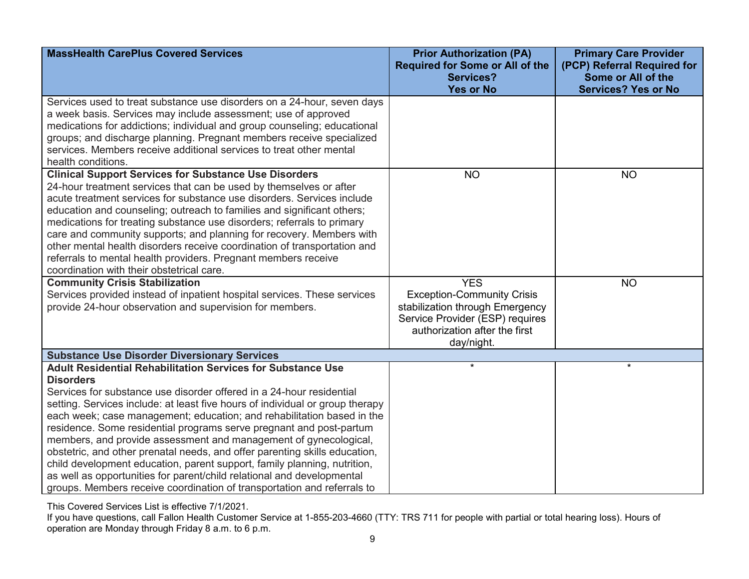| MassHealth CarePlus Covered Services | Prior Authorization (PA) Required for Some or All of the Services? Yes or No | Primary Care Provider (PCP) Referral Required for Some or All of the Services? Yes or No |
|---|---|---|
| Services used to treat substance use disorders on a 24-hour, seven days a week basis. Services may include assessment; use of approved medications for addictions; individual and group counseling; educational groups; and discharge planning. Pregnant members receive specialized services. Members receive additional services to treat other mental health conditions. | | |
| **Clinical Support Services for Substance Use Disorders** 24-hour treatment services that can be used by themselves or after acute treatment services for substance use disorders. Services include education and counseling; outreach to families and significant others; medications for treating substance use disorders; referrals to primary care and community supports; and planning for recovery. Members with other mental health disorders receive coordination of transportation and referrals to mental health providers. Pregnant members receive coordination with their obstetrical care. | NO | NO |
| **Community Crisis Stabilization** Services provided instead of inpatient hospital services. These services provide 24-hour observation and supervision for members. | YES Exception-Community Crisis stabilization through Emergency Service Provider (ESP) requires authorization after the first day/night. | NO |
| **Substance Use Disorder Diversionary Services** | | |
| **Adult Residential Rehabilitation Services for Substance Use Disorders** Services for substance use disorder offered in a 24-hour residential setting. Services include: at least five hours of individual or group therapy each week; case management; education; and rehabilitation based in the residence. Some residential programs serve pregnant and post-partum members, and provide assessment and management of gynecological, obstetric, and other prenatal needs, and offer parenting skills education, child development education, parent support, family planning, nutrition, as well as opportunities for parent/child relational and developmental groups. Members receive coordination of transportation and referrals to | * | * |

This Covered Services List is effective 7/1/2021.
If you have questions, call Fallon Health Customer Service at 1-855-203-4660 (TTY: TRS 711 for people with partial or total hearing loss). Hours of operation are Monday through Friday 8 a.m. to 6 p.m.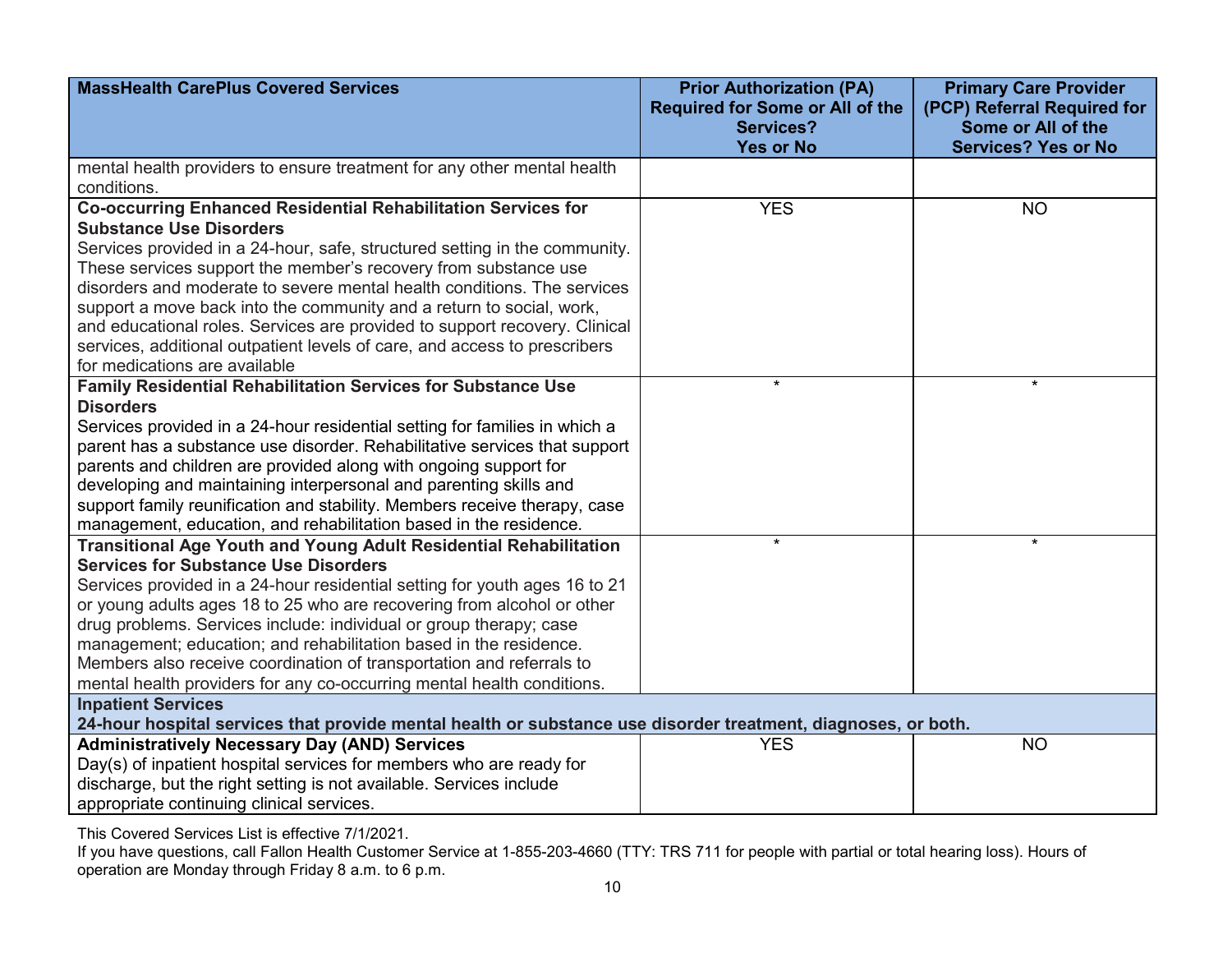| MassHealth CarePlus Covered Services | Prior Authorization (PA) Required for Some or All of the Services? Yes or No | Primary Care Provider (PCP) Referral Required for Some or All of the Services? Yes or No |
|---|---|---|
| mental health providers to ensure treatment for any other mental health conditions. | | |
| **Co-occurring Enhanced Residential Rehabilitation Services for Substance Use Disorders** Services provided in a 24-hour, safe, structured setting in the community. These services support the member's recovery from substance use disorders and moderate to severe mental health conditions. The services support a move back into the community and a return to social, work, and educational roles. Services are provided to support recovery. Clinical services, additional outpatient levels of care, and access to prescribers for medications are available | YES | NO |
| **Family Residential Rehabilitation Services for Substance Use Disorders** Services provided in a 24-hour residential setting for families in which a parent has a substance use disorder. Rehabilitative services that support parents and children are provided along with ongoing support for developing and maintaining interpersonal and parenting skills and support family reunification and stability. Members receive therapy, case management, education, and rehabilitation based in the residence. | * | * |
| **Transitional Age Youth and Young Adult Residential Rehabilitation Services for Substance Use Disorders** Services provided in a 24-hour residential setting for youth ages 16 to 21 or young adults ages 18 to 25 who are recovering from alcohol or other drug problems. Services include: individual or group therapy; case management; education; and rehabilitation based in the residence. Members also receive coordination of transportation and referrals to mental health providers for any co-occurring mental health conditions. | * | * |
| **Inpatient Services** **24-hour hospital services that provide mental health or substance use disorder treatment, diagnoses, or both.** | | |
| **Administratively Necessary Day (AND) Services** Day(s) of inpatient hospital services for members who are ready for discharge, but the right setting is not available. Services include appropriate continuing clinical services. | YES | NO |

This Covered Services List is effective 7/1/2021.

If you have questions, call Fallon Health Customer Service at 1-855-203-4660 (TTY: TRS 711 for people with partial or total hearing loss). Hours of operation are Monday through Friday 8 a.m. to 6 p.m.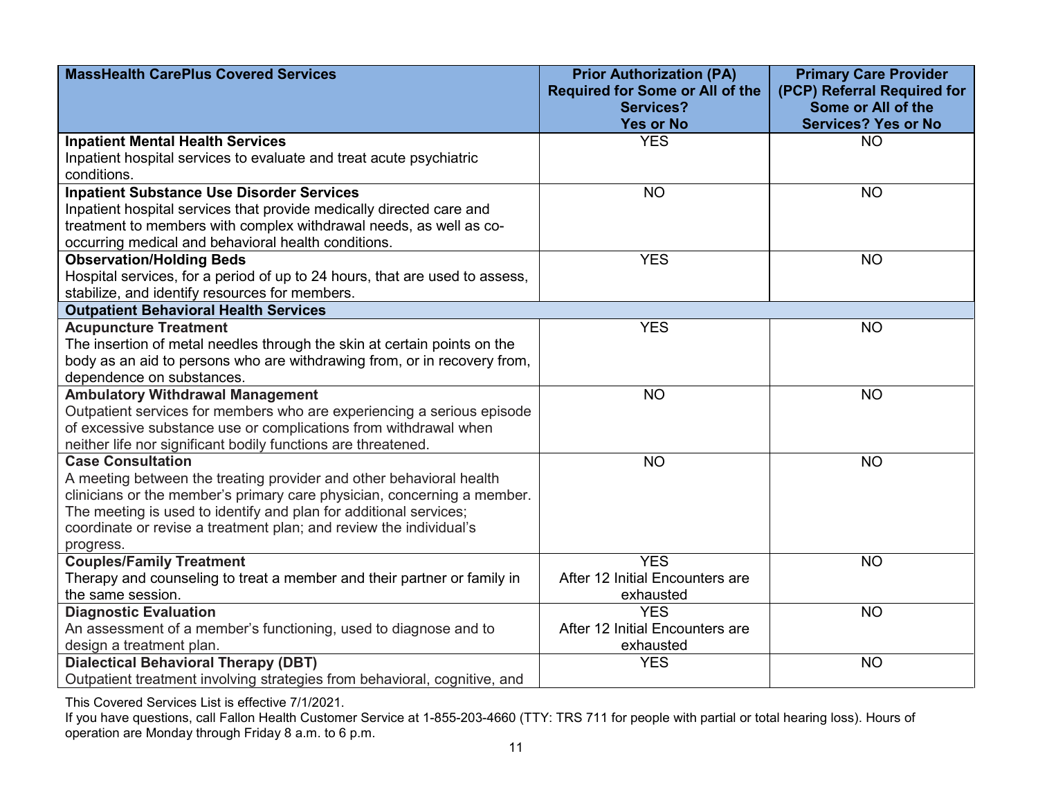| MassHealth CarePlus Covered Services | Prior Authorization (PA) Required for Some or All of the Services? Yes or No | Primary Care Provider (PCP) Referral Required for Some or All of the Services? Yes or No |
|---|---|---|
| **Inpatient Mental Health Services**<br>Inpatient hospital services to evaluate and treat acute psychiatric conditions. | YES | NO |
| **Inpatient Substance Use Disorder Services**<br>Inpatient hospital services that provide medically directed care and treatment to members with complex withdrawal needs, as well as co-occurring medical and behavioral health conditions. | NO | NO |
| **Observation/Holding Beds**<br>Hospital services, for a period of up to 24 hours, that are used to assess, stabilize, and identify resources for members. | YES | NO |
| **Outpatient Behavioral Health Services** | | |
| **Acupuncture Treatment**<br>The insertion of metal needles through the skin at certain points on the body as an aid to persons who are withdrawing from, or in recovery from, dependence on substances. | YES | NO |
| **Ambulatory Withdrawal Management**<br>Outpatient services for members who are experiencing a serious episode of excessive substance use or complications from withdrawal when neither life nor significant bodily functions are threatened. | NO | NO |
| **Case Consultation**<br>A meeting between the treating provider and other behavioral health clinicians or the member's primary care physician, concerning a member. The meeting is used to identify and plan for additional services; coordinate or revise a treatment plan; and review the individual's progress. | NO | NO |
| **Couples/Family Treatment**<br>Therapy and counseling to treat a member and their partner or family in the same session. | YES<br>After 12 Initial Encounters are exhausted | NO |
| **Diagnostic Evaluation**<br>An assessment of a member's functioning, used to diagnose and to design a treatment plan. | YES<br>After 12 Initial Encounters are exhausted | NO |
| **Dialectical Behavioral Therapy (DBT)**<br>Outpatient treatment involving strategies from behavioral, cognitive, and | YES | NO |

This Covered Services List is effective 7/1/2021.
If you have questions, call Fallon Health Customer Service at 1-855-203-4660 (TTY: TRS 711 for people with partial or total hearing loss). Hours of operation are Monday through Friday 8 a.m. to 6 p.m.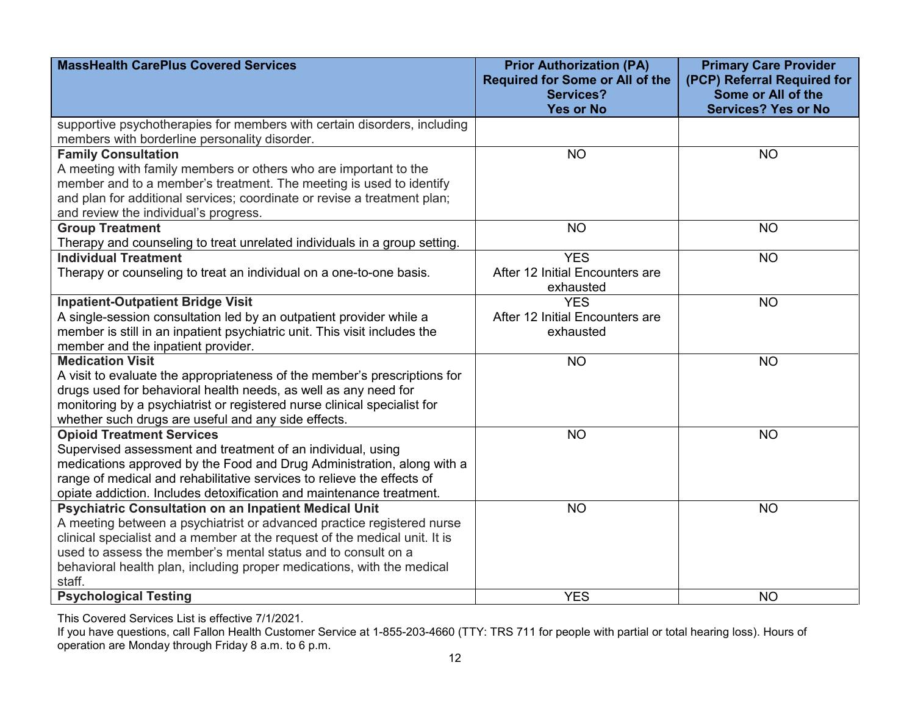| MassHealth CarePlus Covered Services | Prior Authorization (PA) Required for Some or All of the Services? Yes or No | Primary Care Provider (PCP) Referral Required for Some or All of the Services? Yes or No |
|---|---|---|
| supportive psychotherapies for members with certain disorders, including members with borderline personality disorder. | | |
| **Family Consultation**<br>A meeting with family members or others who are important to the member and to a member's treatment. The meeting is used to identify and plan for additional services; coordinate or revise a treatment plan; and review the individual's progress. | NO | NO |
| **Group Treatment**<br>Therapy and counseling to treat unrelated individuals in a group setting. | NO | NO |
| **Individual Treatment**<br>Therapy or counseling to treat an individual on a one-to-one basis. | YES<br>After 12 Initial Encounters are exhausted | NO |
| **Inpatient-Outpatient Bridge Visit**<br>A single-session consultation led by an outpatient provider while a member is still in an inpatient psychiatric unit. This visit includes the member and the inpatient provider. | YES<br>After 12 Initial Encounters are exhausted | NO |
| **Medication Visit**<br>A visit to evaluate the appropriateness of the member's prescriptions for drugs used for behavioral health needs, as well as any need for monitoring by a psychiatrist or registered nurse clinical specialist for whether such drugs are useful and any side effects. | NO | NO |
| **Opioid Treatment Services**<br>Supervised assessment and treatment of an individual, using medications approved by the Food and Drug Administration, along with a range of medical and rehabilitative services to relieve the effects of opiate addiction. Includes detoxification and maintenance treatment. | NO | NO |
| **Psychiatric Consultation on an Inpatient Medical Unit**<br>A meeting between a psychiatrist or advanced practice registered nurse clinical specialist and a member at the request of the medical unit. It is used to assess the member's mental status and to consult on a behavioral health plan, including proper medications, with the medical staff. | NO | NO |
| **Psychological Testing** | YES | NO |

This Covered Services List is effective 7/1/2021.
If you have questions, call Fallon Health Customer Service at 1-855-203-4660 (TTY: TRS 711 for people with partial or total hearing loss). Hours of operation are Monday through Friday 8 a.m. to 6 p.m.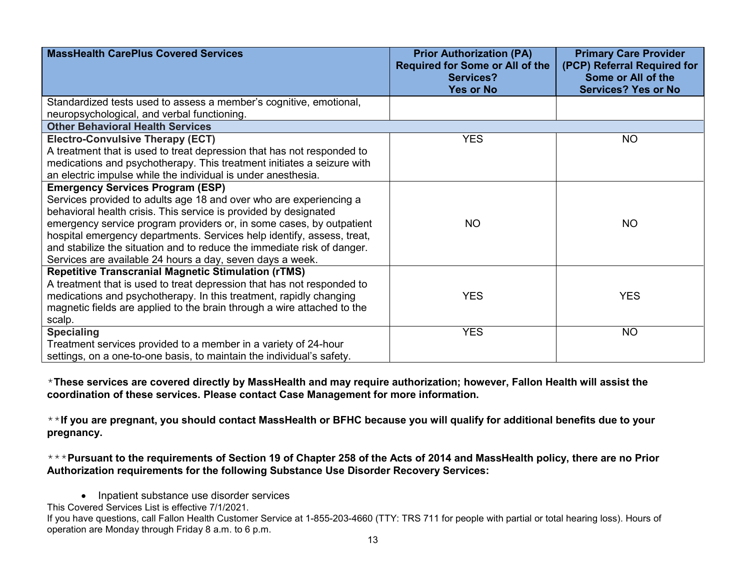| MassHealth CarePlus Covered Services | Prior Authorization (PA) Required for Some or All of the Services? Yes or No | Primary Care Provider (PCP) Referral Required for Some or All of the Services? Yes or No |
|---|---|---|
| Standardized tests used to assess a member's cognitive, emotional, neuropsychological, and verbal functioning. | | |
| **Other Behavioral Health Services** | | |
| **Electro-Convulsive Therapy (ECT)**<br>A treatment that is used to treat depression that has not responded to medications and psychotherapy. This treatment initiates a seizure with an electric impulse while the individual is under anesthesia. | YES | NO |
| **Emergency Services Program (ESP)**<br>Services provided to adults age 18 and over who are experiencing a behavioral health crisis. This service is provided by designated emergency service program providers or, in some cases, by outpatient hospital emergency departments. Services help identify, assess, treat, and stabilize the situation and to reduce the immediate risk of danger. Services are available 24 hours a day, seven days a week. | NO | NO |
| **Repetitive Transcranial Magnetic Stimulation (rTMS)**<br>A treatment that is used to treat depression that has not responded to medications and psychotherapy. In this treatment, rapidly changing magnetic fields are applied to the brain through a wire attached to the scalp. | YES | YES |
| **Specialing**<br>Treatment services provided to a member in a variety of 24-hour settings, on a one-to-one basis, to maintain the individual's safety. | YES | NO |

*__These services are covered directly by MassHealth and may require authorization; however, Fallon Health will assist the coordination of these services. Please contact Case Management for more information.__

**__If you are pregnant, you should contact MassHealth or BFHC because you will qualify for additional benefits due to your pregnancy.__

***__Pursuant to the requirements of Section 19 of Chapter 258 of the Acts of 2014 and MassHealth policy, there are no Prior Authorization requirements for the following Substance Use Disorder Recovery Services:__

- Inpatient substance use disorder services

This Covered Services List is effective 7/1/2021.

If you have questions, call Fallon Health Customer Service at 1-855-203-4660 (TTY: TRS 711 for people with partial or total hearing loss). Hours of operation are Monday through Friday 8 a.m. to 6 p.m.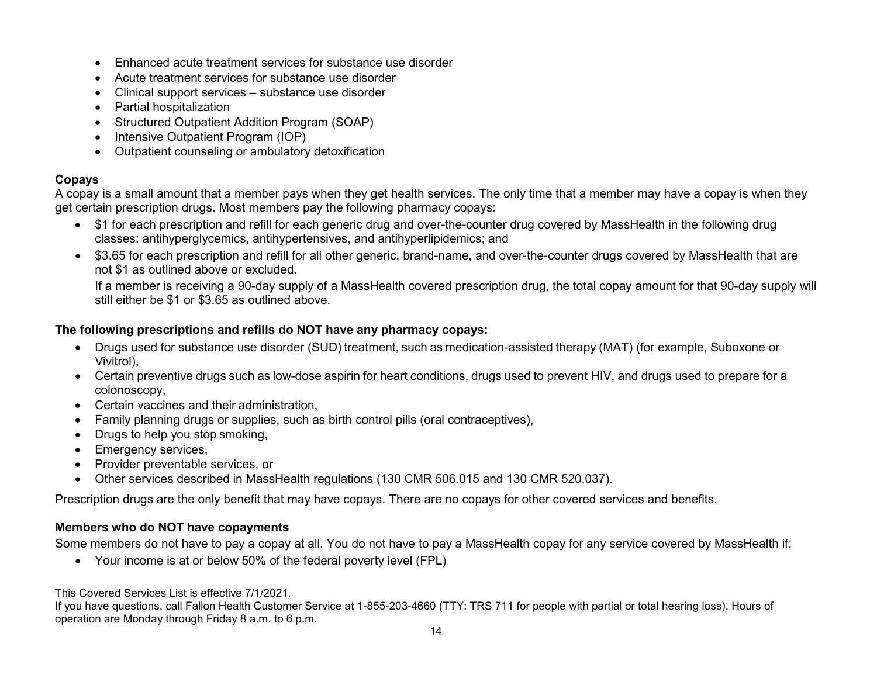- Enhanced acute treatment services for substance use disorder
- Acute treatment services for substance use disorder
- Clinical support services – substance use disorder
- Partial hospitalization
- Structured Outpatient Addition Program (SOAP)
- Intensive Outpatient Program (IOP)
- Outpatient counseling or ambulatory detoxification

**Copays**

A copay is a small amount that a member pays when they get health services. The only time that a member may have a copay is when they get certain prescription drugs. Most members pay the following pharmacy copays:

- $1 for each prescription and refill for each generic drug and over-the-counter drug covered by MassHealth in the following drug classes: antihyperglycemics, antihypertensives, and antihyperlipidemics; and
- $3.65 for each prescription and refill for all other generic, brand-name, and over-the-counter drugs covered by MassHealth that are not $1 as outlined above or excluded.

  If a member is receiving a 90-day supply of a MassHealth covered prescription drug, the total copay amount for that 90-day supply will still either be $1 or $3.65 as outlined above.

**The following prescriptions and refills do NOT have any pharmacy copays:**

- Drugs used for substance use disorder (SUD) treatment, such as medication-assisted therapy (MAT) (for example, Suboxone or Vivitrol),
- Certain preventive drugs such as low-dose aspirin for heart conditions, drugs used to prevent HIV, and drugs used to prepare for a colonoscopy,
- Certain vaccines and their administration,
- Family planning drugs or supplies, such as birth control pills (oral contraceptives),
- Drugs to help you stop smoking,
- Emergency services,
- Provider preventable services, or
- Other services described in MassHealth regulations (130 CMR 506.015 and 130 CMR 520.037).

Prescription drugs are the only benefit that may have copays. There are no copays for other covered services and benefits.

**Members who do NOT have copayments**

Some members do not have to pay a copay at all. You do not have to pay a MassHealth copay for any service covered by MassHealth if:

- Your income is at or below 50% of the federal poverty level (FPL)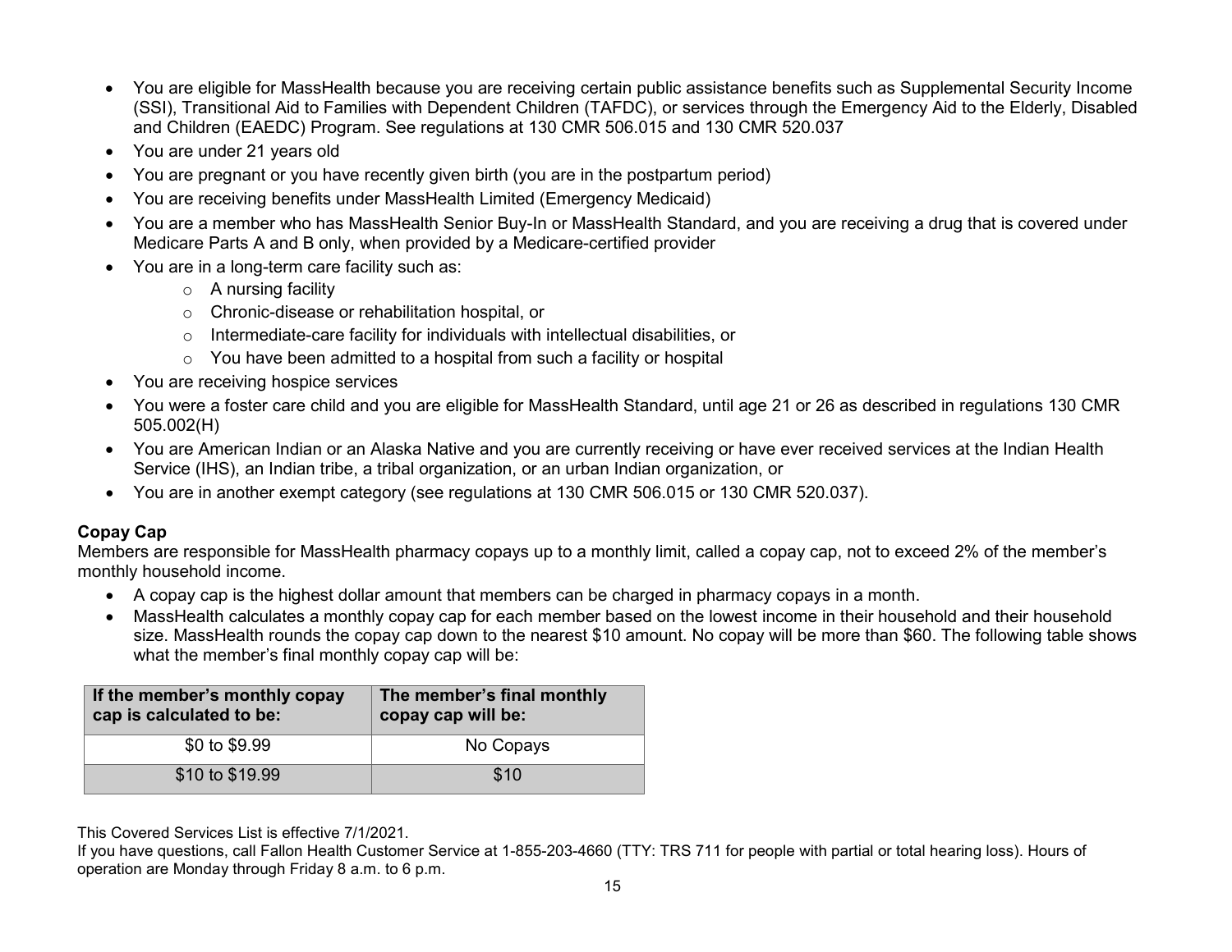- You are eligible for MassHealth because you are receiving certain public assistance benefits such as Supplemental Security Income (SSI), Transitional Aid to Families with Dependent Children (TAFDC), or services through the Emergency Aid to the Elderly, Disabled and Children (EAEDC) Program. See regulations at 130 CMR 506.015 and 130 CMR 520.037
- You are under 21 years old
- You are pregnant or you have recently given birth (you are in the postpartum period)
- You are receiving benefits under MassHealth Limited (Emergency Medicaid)
- You are a member who has MassHealth Senior Buy-In or MassHealth Standard, and you are receiving a drug that is covered under Medicare Parts A and B only, when provided by a Medicare-certified provider
- You are in a long-term care facility such as:
    - A nursing facility
    - Chronic-disease or rehabilitation hospital, or
    - Intermediate-care facility for individuals with intellectual disabilities, or
    - You have been admitted to a hospital from such a facility or hospital
- You are receiving hospice services
- You were a foster care child and you are eligible for MassHealth Standard, until age 21 or 26 as described in regulations 130 CMR 505.002(H)
- You are American Indian or an Alaska Native and you are currently receiving or have ever received services at the Indian Health Service (IHS), an Indian tribe, a tribal organization, or an urban Indian organization, or
- You are in another exempt category (see regulations at 130 CMR 506.015 or 130 CMR 520.037).

**Copay Cap**

Members are responsible for MassHealth pharmacy copays up to a monthly limit, called a copay cap, not to exceed 2% of the member's monthly household income.

- A copay cap is the highest dollar amount that members can be charged in pharmacy copays in a month.
- MassHealth calculates a monthly copay cap for each member based on the lowest income in their household and their household size. MassHealth rounds the copay cap down to the nearest $10 amount. No copay will be more than $60. The following table shows what the member's final monthly copay cap will be:

| If the member's monthly copay cap is calculated to be: | The member's final monthly copay cap will be: |
|---|---|
| $0 to $9.99 | No Copays |
| $10 to $19.99 | $10 |

This Covered Services List is effective 7/1/2021.

If you have questions, call Fallon Health Customer Service at 1-855-203-4660 (TTY: TRS 711 for people with partial or total hearing loss). Hours of operation are Monday through Friday 8 a.m. to 6 p.m.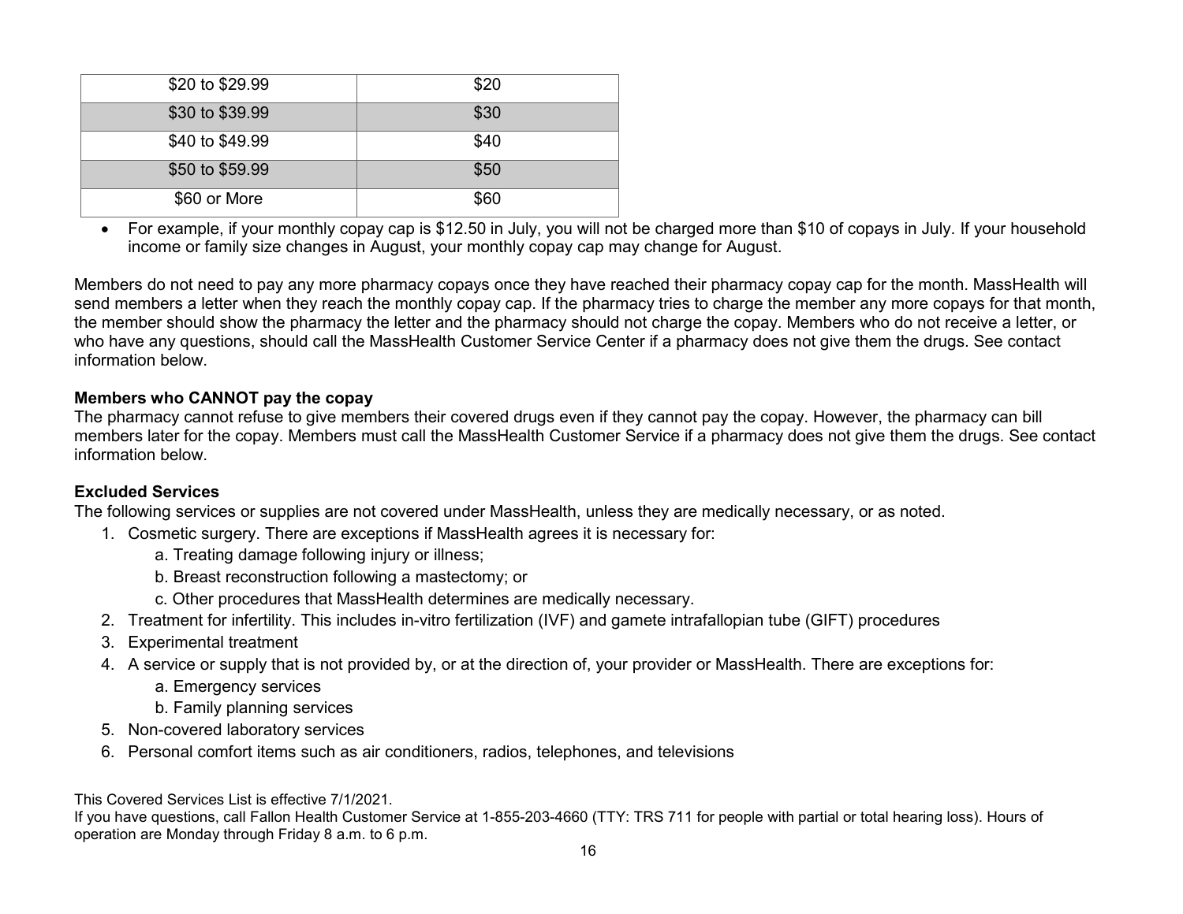| | |
|---|---|
| \$20 to \$29.99 | \$20 |
| \$30 to \$39.99 | \$30 |
| \$40 to \$49.99 | \$40 |
| \$50 to \$59.99 | \$50 |
| \$60 or More | \$60 |

- For example, if your monthly copay cap is \$12.50 in July, you will not be charged more than \$10 of copays in July. If your household income or family size changes in August, your monthly copay cap may change for August.

Members do not need to pay any more pharmacy copays once they have reached their pharmacy copay cap for the month. MassHealth will send members a letter when they reach the monthly copay cap. If the pharmacy tries to charge the member any more copays for that month, the member should show the pharmacy the letter and the pharmacy should not charge the copay. Members who do not receive a letter, or who have any questions, should call the MassHealth Customer Service Center if a pharmacy does not give them the drugs. See contact information below.

**Members who CANNOT pay the copay**

The pharmacy cannot refuse to give members their covered drugs even if they cannot pay the copay. However, the pharmacy can bill members later for the copay. Members must call the MassHealth Customer Service if a pharmacy does not give them the drugs. See contact information below.

**Excluded Services**

The following services or supplies are not covered under MassHealth, unless they are medically necessary, or as noted.

1. Cosmetic surgery. There are exceptions if MassHealth agrees it is necessary for:
   a. Treating damage following injury or illness;
   b. Breast reconstruction following a mastectomy; or
   c. Other procedures that MassHealth determines are medically necessary.
2. Treatment for infertility. This includes in-vitro fertilization (IVF) and gamete intrafallopian tube (GIFT) procedures
3. Experimental treatment
4. A service or supply that is not provided by, or at the direction of, your provider or MassHealth. There are exceptions for:
   a. Emergency services
   b. Family planning services
5. Non-covered laboratory services
6. Personal comfort items such as air conditioners, radios, telephones, and televisions

This Covered Services List is effective 7/1/2021.
If you have questions, call Fallon Health Customer Service at 1-855-203-4660 (TTY: TRS 711 for people with partial or total hearing loss). Hours of operation are Monday through Friday 8 a.m. to 6 p.m.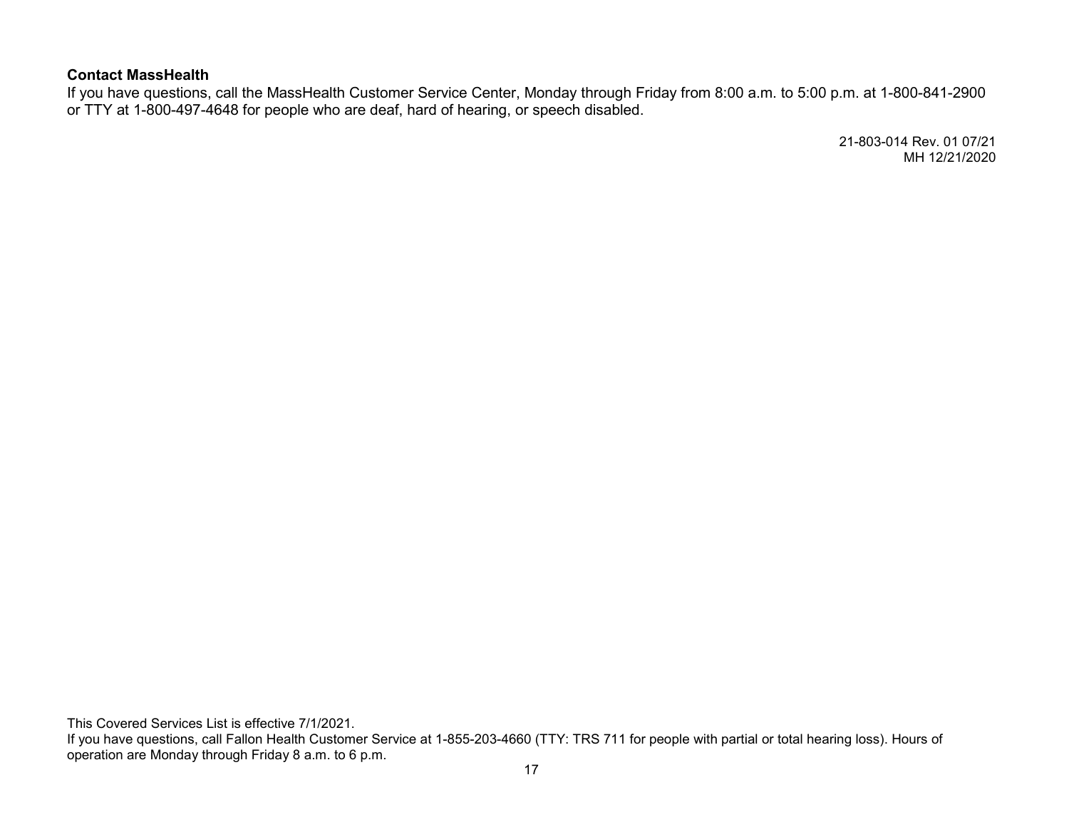**Contact MassHealth**

If you have questions, call the MassHealth Customer Service Center, Monday through Friday from 8:00 a.m. to 5:00 p.m. at 1-800-841-2900 or TTY at 1-800-497-4648 for people who are deaf, hard of hearing, or speech disabled.

21-803-014 Rev. 01 07/21
MH 12/21/2020

This Covered Services List is effective 7/1/2021.
If you have questions, call Fallon Health Customer Service at 1-855-203-4660 (TTY: TRS 711 for people with partial or total hearing loss). Hours of operation are Monday through Friday 8 a.m. to 6 p.m.